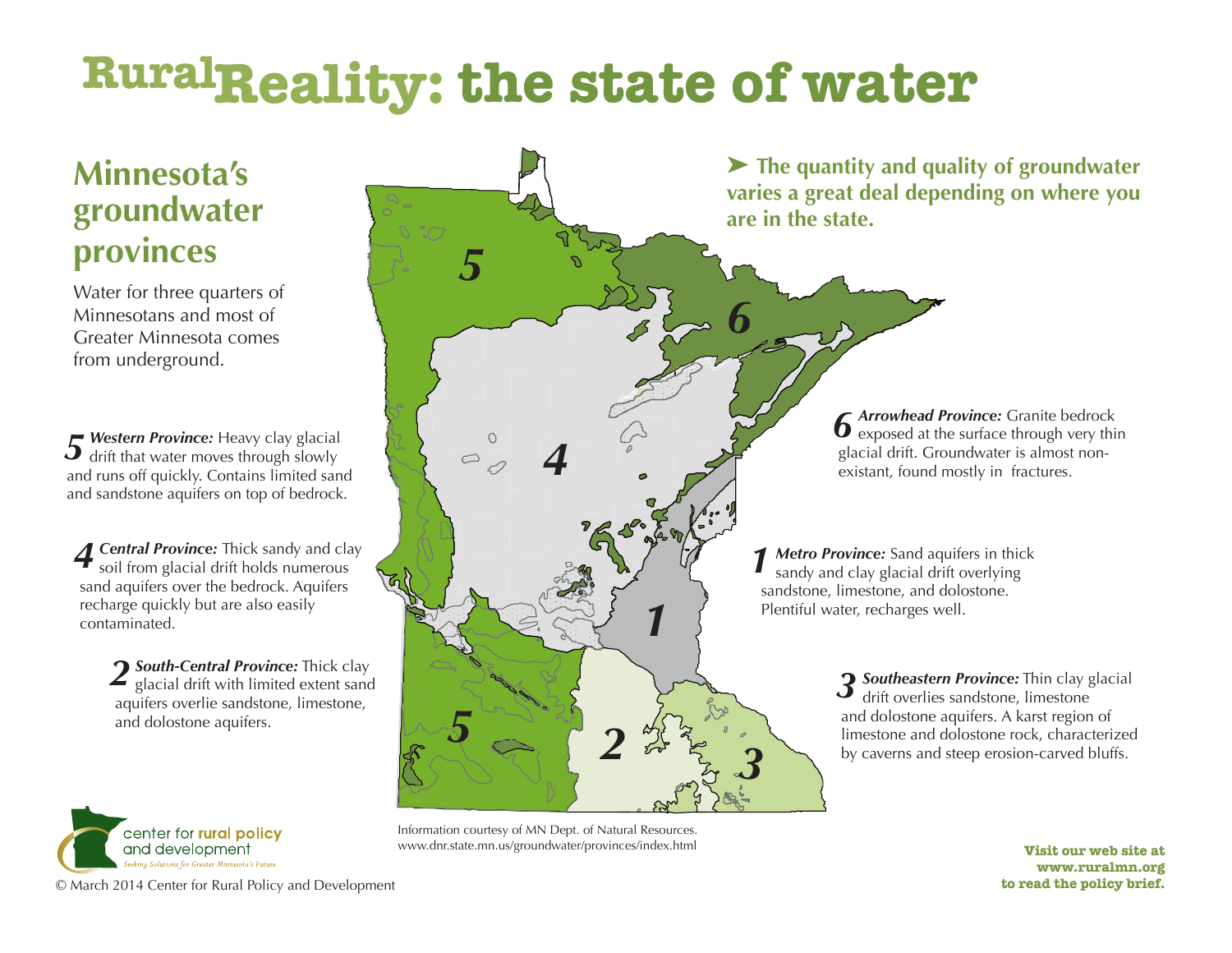# RuralReality: the state of water

## Minnesota's groundwater provinces

Water for three quarters of Minnesotans and most of Greater Minnesota comes from underground.

➤ **The quantity and quality of groundwater varies a great deal depending on where you are in the state.**

**5** ***Western Province:*** Heavy clay glacial drift that water moves through slowly and runs off quickly. Contains limited sand and sandstone aquifers on top of bedrock.

**4** ***Central Province:*** Thick sandy and clay soil from glacial drift holds numerous sand aquifers over the bedrock. Aquifers recharge quickly but are also easily contaminated.

**2** ***South-Central Province:*** Thick clay glacial drift with limited extent sand aquifers overlie sandstone, limestone, and dolostone aquifers.

**6** ***Arrowhead Province:*** Granite bedrock exposed at the surface through very thin glacial drift. Groundwater is almost non-existant, found mostly in fractures.

**1** ***Metro Province:*** Sand aquifers in thick sandy and clay glacial drift overlying sandstone, limestone, and dolostone. Plentiful water, recharges well.

**3** ***Southeastern Province:*** Thin clay glacial drift overlies sandstone, limestone and dolostone aquifers. A karst region of limestone and dolostone rock, characterized by caverns and steep erosion-carved bluffs.

Information courtesy of MN Dept. of Natural Resources.
www.dnr.state.mn.us/groundwater/provinces/index.html

center for rural policy and development
*Seeking Solutions for Greater Minnesota's Future*

© March 2014 Center for Rural Policy and Development

**Visit our web site at www.ruralmn.org to read the policy brief.**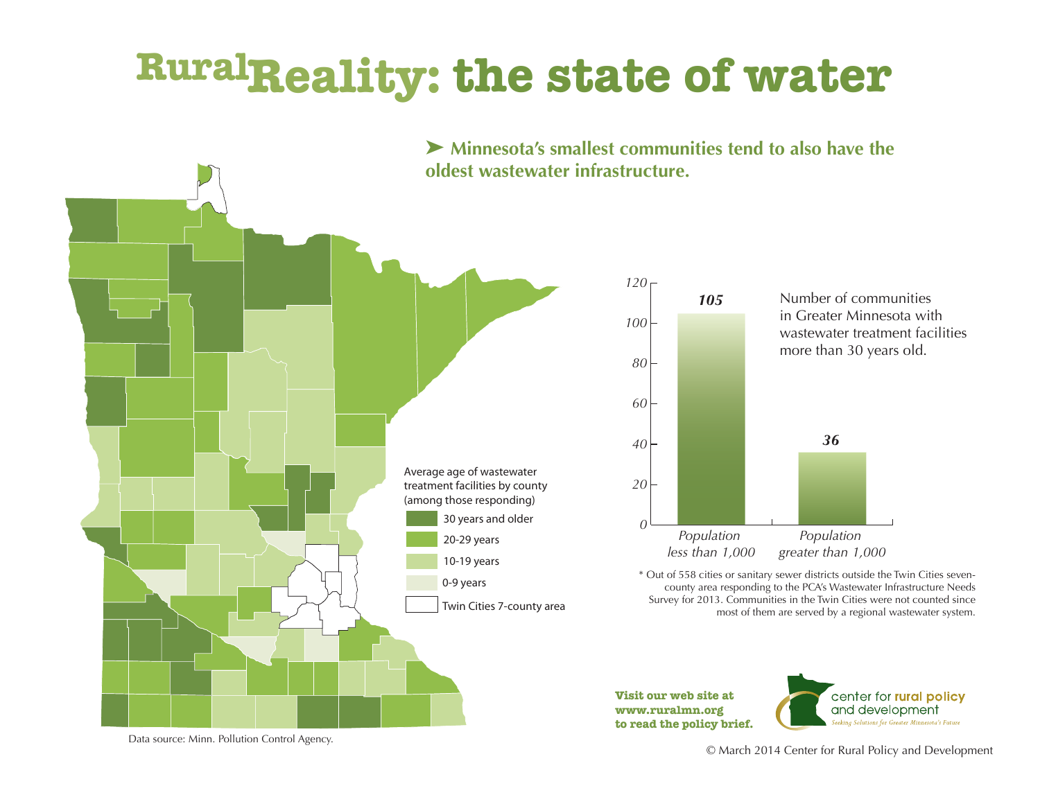# RuralReality: the state of water

➤ **Minnesota's smallest communities tend to also have the oldest wastewater infrastructure.**

Average age of wastewater treatment facilities by county (among those responding)

30 years and older

20-29 years

10-19 years

0-9 years

Twin Cities 7-county area

Data source: Minn. Pollution Control Agency.

120

100

80

60

40

20

0

*105*

*36*

Number of communities in Greater Minnesota with wastewater treatment facilities more than 30 years old.

*Population less than 1,000*

*Population greater than 1,000*

\* Out of 558 cities or sanitary sewer districts outside the Twin Cities seven-county area responding to the PCA's Wastewater Infrastructure Needs Survey for 2013. Communities in the Twin Cities were not counted since most of them are served by a regional wastewater system.

**Visit our web site at www.ruralmn.org to read the policy brief.**

center for rural policy and development

*Seeking Solutions for Greater Minnesota's Future*

© March 2014 Center for Rural Policy and Development